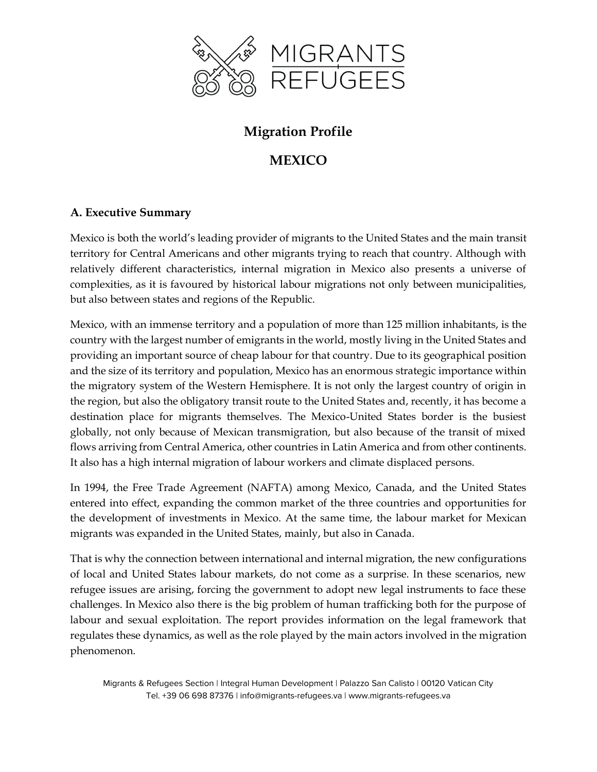# Migration Profile

# MEXICO

## A. Executive Summary

Mexico is both the world's leading provider of migrants to the United States and the main transit territory for Central Americans and other migrants trying to reach that country. Although with relatively different characteristics, internal migration in Mexico also presents a universe of complexities, as it is favoured by historical labour migrations not only between municipalities, but also between states and regions of the Republic.

Mexico, with an immense territory and a population of more than 125 million inhabitants, is the country with the largest number of emigrants in the world, mostly living in the United States and providing an important source of cheap labour for that country. Due to its geographical position and the size of its territory and population, Mexico has an enormous strategic importance within the migratory system of the Western Hemisphere. It is not only the largest country of origin in the region, but also the obligatory transit route to the United States and, recently, it has become a destination place for migrants themselves. The Mexico-United States border is the busiest globally, not only because of Mexican transmigration, but also because of the transit of mixed flows arriving from Central America, other countries in Latin America and from other continents. It also has a high internal migration of labour workers and climate displaced persons.

In 1994, the Free Trade Agreement (NAFTA) among Mexico, Canada, and the United States entered into effect, expanding the common market of the three countries and opportunities for the development of investments in Mexico. At the same time, the labour market for Mexican migrants was expanded in the United States, mainly, but also in Canada.

That is why the connection between international and internal migration, the new configurations of local and United States labour markets, do not come as a surprise. In these scenarios, new refugee issues are arising, forcing the government to adopt new legal instruments to face these challenges. In Mexico also there is the big problem of human trafficking both for the purpose of labour and sexual exploitation. The report provides information on the legal framework that regulates these dynamics, as well as the role played by the main actors involved in the migration phenomenon.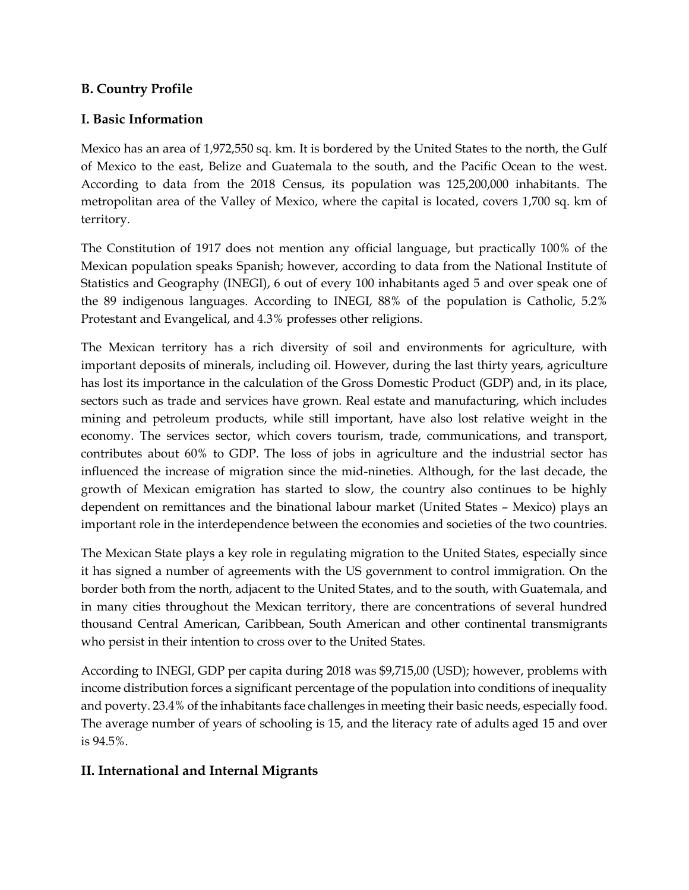## B. Country Profile

### I. Basic Information

Mexico has an area of 1,972,550 sq. km. It is bordered by the United States to the north, the Gulf of Mexico to the east, Belize and Guatemala to the south, and the Pacific Ocean to the west. According to data from the 2018 Census, its population was 125,200,000 inhabitants. The metropolitan area of the Valley of Mexico, where the capital is located, covers 1,700 sq. km of territory.

The Constitution of 1917 does not mention any official language, but practically 100% of the Mexican population speaks Spanish; however, according to data from the National Institute of Statistics and Geography (INEGI), 6 out of every 100 inhabitants aged 5 and over speak one of the 89 indigenous languages. According to INEGI, 88% of the population is Catholic, 5.2% Protestant and Evangelical, and 4.3% professes other religions.

The Mexican territory has a rich diversity of soil and environments for agriculture, with important deposits of minerals, including oil. However, during the last thirty years, agriculture has lost its importance in the calculation of the Gross Domestic Product (GDP) and, in its place, sectors such as trade and services have grown. Real estate and manufacturing, which includes mining and petroleum products, while still important, have also lost relative weight in the economy. The services sector, which covers tourism, trade, communications, and transport, contributes about 60% to GDP. The loss of jobs in agriculture and the industrial sector has influenced the increase of migration since the mid-nineties. Although, for the last decade, the growth of Mexican emigration has started to slow, the country also continues to be highly dependent on remittances and the binational labour market (United States – Mexico) plays an important role in the interdependence between the economies and societies of the two countries.

The Mexican State plays a key role in regulating migration to the United States, especially since it has signed a number of agreements with the US government to control immigration. On the border both from the north, adjacent to the United States, and to the south, with Guatemala, and in many cities throughout the Mexican territory, there are concentrations of several hundred thousand Central American, Caribbean, South American and other continental transmigrants who persist in their intention to cross over to the United States.

According to INEGI, GDP per capita during 2018 was $9,715,00 (USD); however, problems with income distribution forces a significant percentage of the population into conditions of inequality and poverty. 23.4% of the inhabitants face challenges in meeting their basic needs, especially food. The average number of years of schooling is 15, and the literacy rate of adults aged 15 and over is 94.5%.

### II. International and Internal Migrants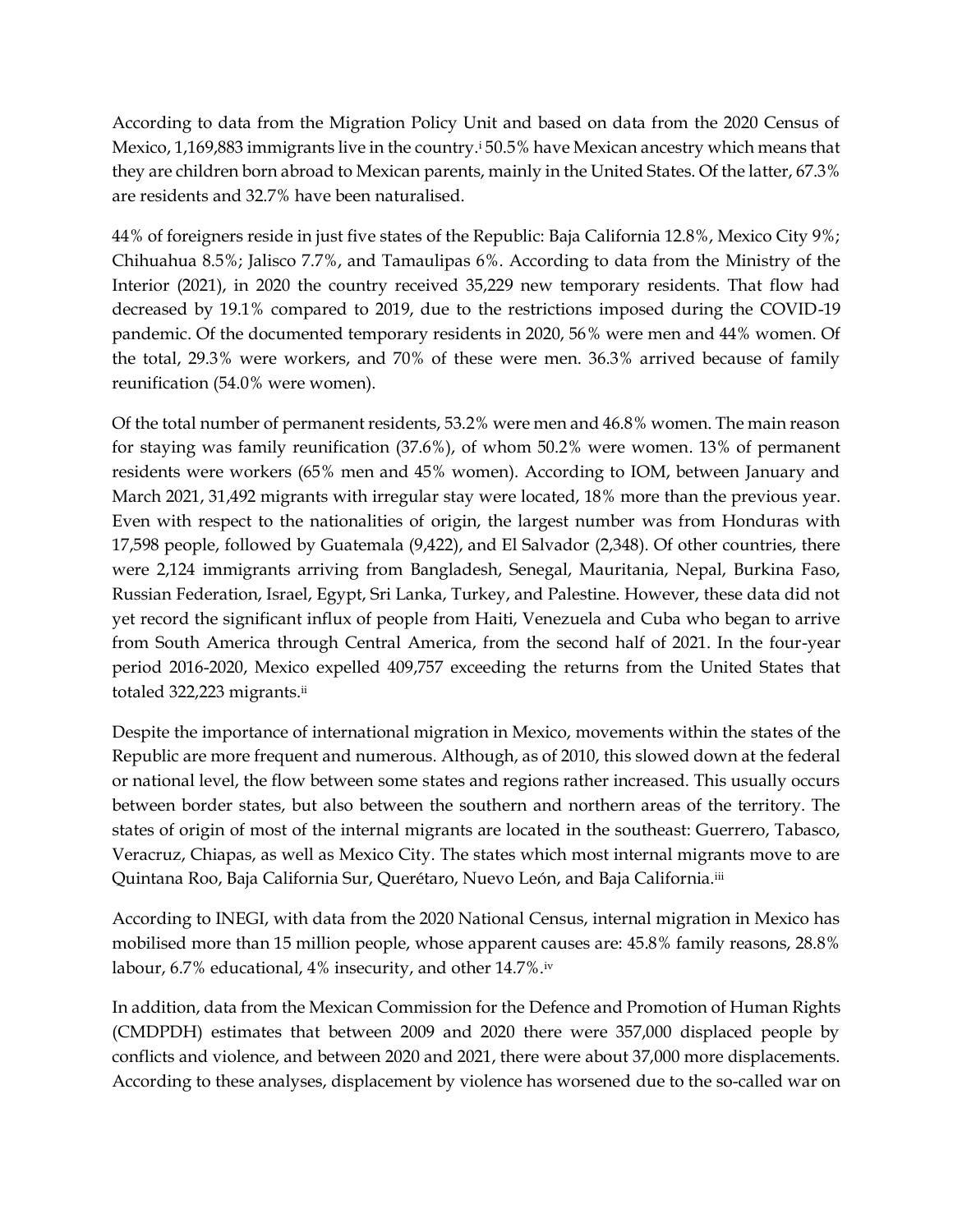According to data from the Migration Policy Unit and based on data from the 2020 Census of Mexico, 1,169,883 immigrants live in the country.[i] 50.5% have Mexican ancestry which means that they are children born abroad to Mexican parents, mainly in the United States. Of the latter, 67.3% are residents and 32.7% have been naturalised.

44% of foreigners reside in just five states of the Republic: Baja California 12.8%, Mexico City 9%; Chihuahua 8.5%; Jalisco 7.7%, and Tamaulipas 6%. According to data from the Ministry of the Interior (2021), in 2020 the country received 35,229 new temporary residents. That flow had decreased by 19.1% compared to 2019, due to the restrictions imposed during the COVID-19 pandemic. Of the documented temporary residents in 2020, 56% were men and 44% women. Of the total, 29.3% were workers, and 70% of these were men. 36.3% arrived because of family reunification (54.0% were women).

Of the total number of permanent residents, 53.2% were men and 46.8% women. The main reason for staying was family reunification (37.6%), of whom 50.2% were women. 13% of permanent residents were workers (65% men and 45% women). According to IOM, between January and March 2021, 31,492 migrants with irregular stay were located, 18% more than the previous year. Even with respect to the nationalities of origin, the largest number was from Honduras with 17,598 people, followed by Guatemala (9,422), and El Salvador (2,348). Of other countries, there were 2,124 immigrants arriving from Bangladesh, Senegal, Mauritania, Nepal, Burkina Faso, Russian Federation, Israel, Egypt, Sri Lanka, Turkey, and Palestine. However, these data did not yet record the significant influx of people from Haiti, Venezuela and Cuba who began to arrive from South America through Central America, from the second half of 2021. In the four-year period 2016-2020, Mexico expelled 409,757 exceeding the returns from the United States that totaled 322,223 migrants.[ii]

Despite the importance of international migration in Mexico, movements within the states of the Republic are more frequent and numerous. Although, as of 2010, this slowed down at the federal or national level, the flow between some states and regions rather increased. This usually occurs between border states, but also between the southern and northern areas of the territory. The states of origin of most of the internal migrants are located in the southeast: Guerrero, Tabasco, Veracruz, Chiapas, as well as Mexico City. The states which most internal migrants move to are Quintana Roo, Baja California Sur, Querétaro, Nuevo León, and Baja California.[iii]

According to INEGI, with data from the 2020 National Census, internal migration in Mexico has mobilised more than 15 million people, whose apparent causes are: 45.8% family reasons, 28.8% labour, 6.7% educational, 4% insecurity, and other 14.7%.[iv]

In addition, data from the Mexican Commission for the Defence and Promotion of Human Rights (CMDPDH) estimates that between 2009 and 2020 there were 357,000 displaced people by conflicts and violence, and between 2020 and 2021, there were about 37,000 more displacements. According to these analyses, displacement by violence has worsened due to the so-called war on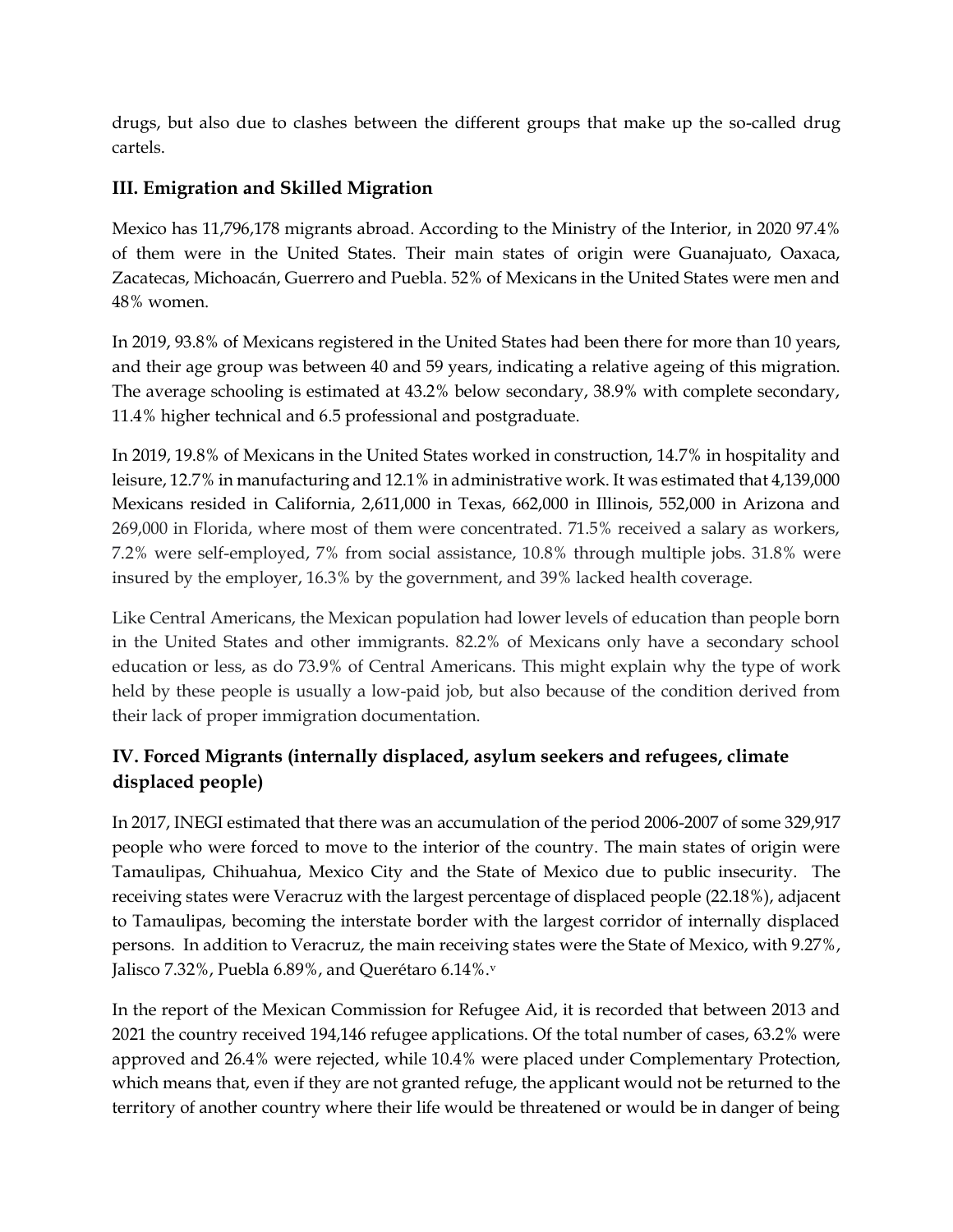drugs, but also due to clashes between the different groups that make up the so-called drug cartels.

## III. Emigration and Skilled Migration

Mexico has 11,796,178 migrants abroad. According to the Ministry of the Interior, in 2020 97.4% of them were in the United States. Their main states of origin were Guanajuato, Oaxaca, Zacatecas, Michoacán, Guerrero and Puebla. 52% of Mexicans in the United States were men and 48% women.

In 2019, 93.8% of Mexicans registered in the United States had been there for more than 10 years, and their age group was between 40 and 59 years, indicating a relative ageing of this migration. The average schooling is estimated at 43.2% below secondary, 38.9% with complete secondary, 11.4% higher technical and 6.5 professional and postgraduate.

In 2019, 19.8% of Mexicans in the United States worked in construction, 14.7% in hospitality and leisure, 12.7% in manufacturing and 12.1% in administrative work. It was estimated that 4,139,000 Mexicans resided in California, 2,611,000 in Texas, 662,000 in Illinois, 552,000 in Arizona and 269,000 in Florida, where most of them were concentrated. 71.5% received a salary as workers, 7.2% were self-employed, 7% from social assistance, 10.8% through multiple jobs. 31.8% were insured by the employer, 16.3% by the government, and 39% lacked health coverage.

Like Central Americans, the Mexican population had lower levels of education than people born in the United States and other immigrants. 82.2% of Mexicans only have a secondary school education or less, as do 73.9% of Central Americans. This might explain why the type of work held by these people is usually a low-paid job, but also because of the condition derived from their lack of proper immigration documentation.

## IV. Forced Migrants (internally displaced, asylum seekers and refugees, climate displaced people)

In 2017, INEGI estimated that there was an accumulation of the period 2006-2007 of some 329,917 people who were forced to move to the interior of the country. The main states of origin were Tamaulipas, Chihuahua, Mexico City and the State of Mexico due to public insecurity. The receiving states were Veracruz with the largest percentage of displaced people (22.18%), adjacent to Tamaulipas, becoming the interstate border with the largest corridor of internally displaced persons. In addition to Veracruz, the main receiving states were the State of Mexico, with 9.27%, Jalisco 7.32%, Puebla 6.89%, and Querétaro 6.14%.[v]

In the report of the Mexican Commission for Refugee Aid, it is recorded that between 2013 and 2021 the country received 194,146 refugee applications. Of the total number of cases, 63.2% were approved and 26.4% were rejected, while 10.4% were placed under Complementary Protection, which means that, even if they are not granted refuge, the applicant would not be returned to the territory of another country where their life would be threatened or would be in danger of being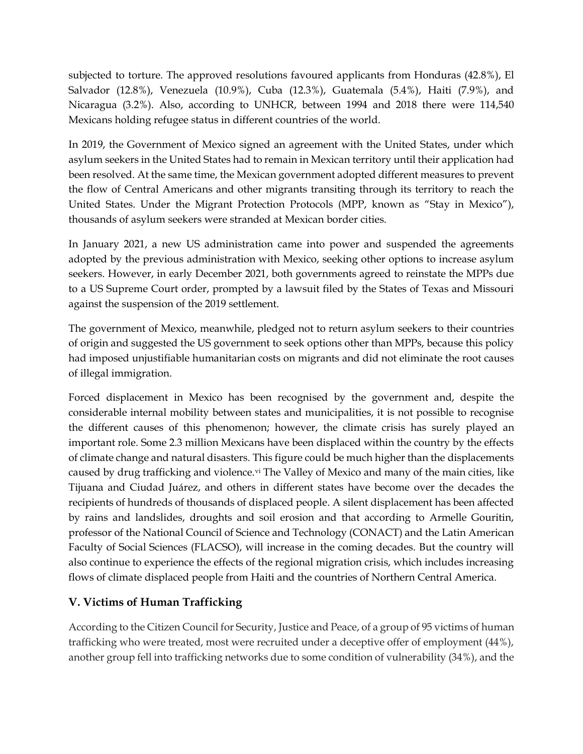subjected to torture. The approved resolutions favoured applicants from Honduras (42.8%), El Salvador (12.8%), Venezuela (10.9%), Cuba (12.3%), Guatemala (5.4%), Haiti (7.9%), and Nicaragua (3.2%). Also, according to UNHCR, between 1994 and 2018 there were 114,540 Mexicans holding refugee status in different countries of the world.

In 2019, the Government of Mexico signed an agreement with the United States, under which asylum seekers in the United States had to remain in Mexican territory until their application had been resolved. At the same time, the Mexican government adopted different measures to prevent the flow of Central Americans and other migrants transiting through its territory to reach the United States. Under the Migrant Protection Protocols (MPP, known as "Stay in Mexico"), thousands of asylum seekers were stranded at Mexican border cities.

In January 2021, a new US administration came into power and suspended the agreements adopted by the previous administration with Mexico, seeking other options to increase asylum seekers. However, in early December 2021, both governments agreed to reinstate the MPPs due to a US Supreme Court order, prompted by a lawsuit filed by the States of Texas and Missouri against the suspension of the 2019 settlement.

The government of Mexico, meanwhile, pledged not to return asylum seekers to their countries of origin and suggested the US government to seek options other than MPPs, because this policy had imposed unjustifiable humanitarian costs on migrants and did not eliminate the root causes of illegal immigration.

Forced displacement in Mexico has been recognised by the government and, despite the considerable internal mobility between states and municipalities, it is not possible to recognise the different causes of this phenomenon; however, the climate crisis has surely played an important role. Some 2.3 million Mexicans have been displaced within the country by the effects of climate change and natural disasters. This figure could be much higher than the displacements caused by drug trafficking and violence.[vi] The Valley of Mexico and many of the main cities, like Tijuana and Ciudad Juárez, and others in different states have become over the decades the recipients of hundreds of thousands of displaced people. A silent displacement has been affected by rains and landslides, droughts and soil erosion and that according to Armelle Gouritin, professor of the National Council of Science and Technology (CONACT) and the Latin American Faculty of Social Sciences (FLACSO), will increase in the coming decades. But the country will also continue to experience the effects of the regional migration crisis, which includes increasing flows of climate displaced people from Haiti and the countries of Northern Central America.

## V. Victims of Human Trafficking

According to the Citizen Council for Security, Justice and Peace, of a group of 95 victims of human trafficking who were treated, most were recruited under a deceptive offer of employment (44%), another group fell into trafficking networks due to some condition of vulnerability (34%), and the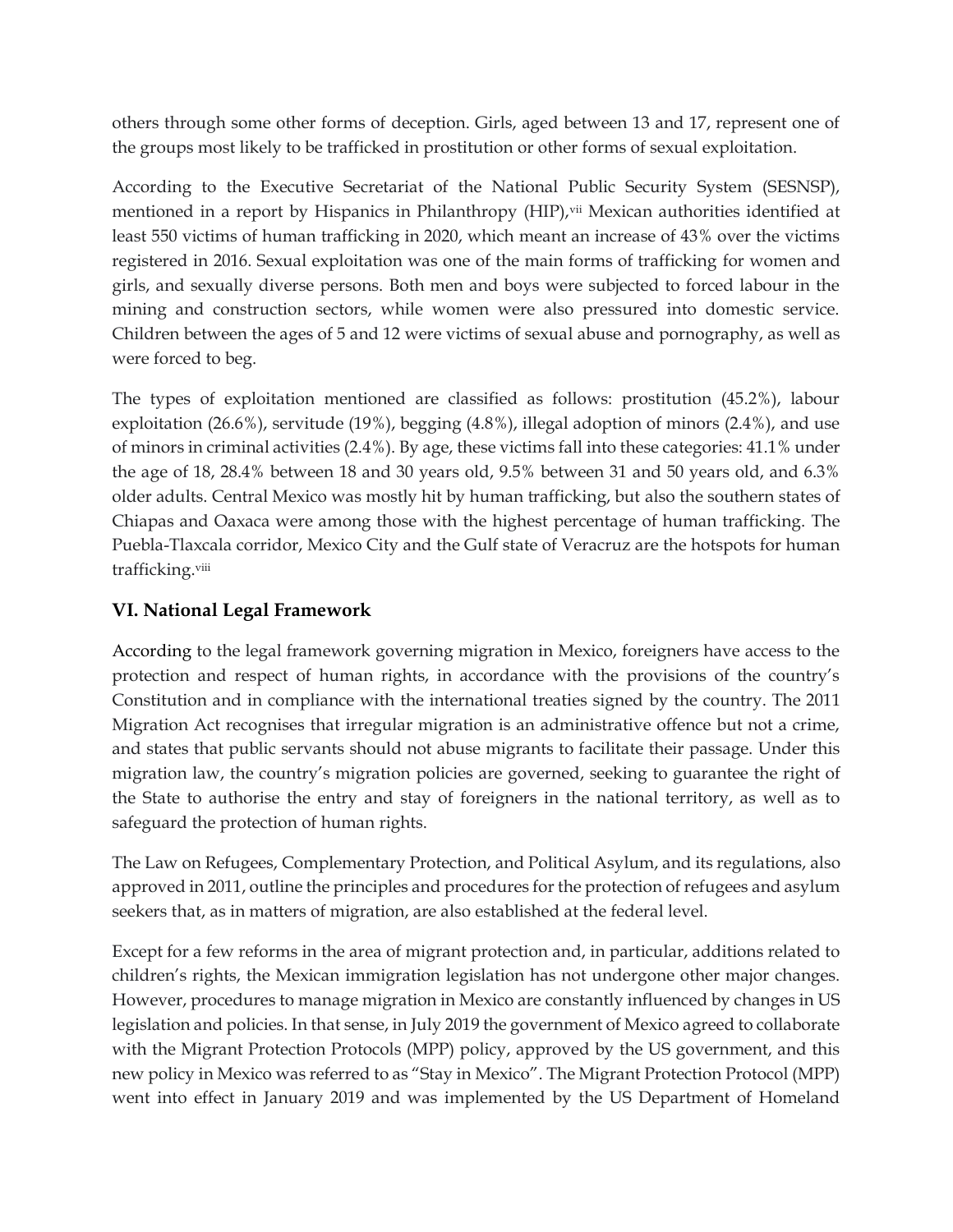others through some other forms of deception. Girls, aged between 13 and 17, represent one of the groups most likely to be trafficked in prostitution or other forms of sexual exploitation.

According to the Executive Secretariat of the National Public Security System (SESNSP), mentioned in a report by Hispanics in Philanthropy (HIP),[vii] Mexican authorities identified at least 550 victims of human trafficking in 2020, which meant an increase of 43% over the victims registered in 2016. Sexual exploitation was one of the main forms of trafficking for women and girls, and sexually diverse persons. Both men and boys were subjected to forced labour in the mining and construction sectors, while women were also pressured into domestic service. Children between the ages of 5 and 12 were victims of sexual abuse and pornography, as well as were forced to beg.

The types of exploitation mentioned are classified as follows: prostitution (45.2%), labour exploitation (26.6%), servitude (19%), begging (4.8%), illegal adoption of minors (2.4%), and use of minors in criminal activities (2.4%). By age, these victims fall into these categories: 41.1% under the age of 18, 28.4% between 18 and 30 years old, 9.5% between 31 and 50 years old, and 6.3% older adults. Central Mexico was mostly hit by human trafficking, but also the southern states of Chiapas and Oaxaca were among those with the highest percentage of human trafficking. The Puebla-Tlaxcala corridor, Mexico City and the Gulf state of Veracruz are the hotspots for human trafficking.[viii]

## VI. National Legal Framework

According to the legal framework governing migration in Mexico, foreigners have access to the protection and respect of human rights, in accordance with the provisions of the country's Constitution and in compliance with the international treaties signed by the country. The 2011 Migration Act recognises that irregular migration is an administrative offence but not a crime, and states that public servants should not abuse migrants to facilitate their passage. Under this migration law, the country's migration policies are governed, seeking to guarantee the right of the State to authorise the entry and stay of foreigners in the national territory, as well as to safeguard the protection of human rights.

The Law on Refugees, Complementary Protection, and Political Asylum, and its regulations, also approved in 2011, outline the principles and procedures for the protection of refugees and asylum seekers that, as in matters of migration, are also established at the federal level.

Except for a few reforms in the area of migrant protection and, in particular, additions related to children's rights, the Mexican immigration legislation has not undergone other major changes. However, procedures to manage migration in Mexico are constantly influenced by changes in US legislation and policies. In that sense, in July 2019 the government of Mexico agreed to collaborate with the Migrant Protection Protocols (MPP) policy, approved by the US government, and this new policy in Mexico was referred to as "Stay in Mexico". The Migrant Protection Protocol (MPP) went into effect in January 2019 and was implemented by the US Department of Homeland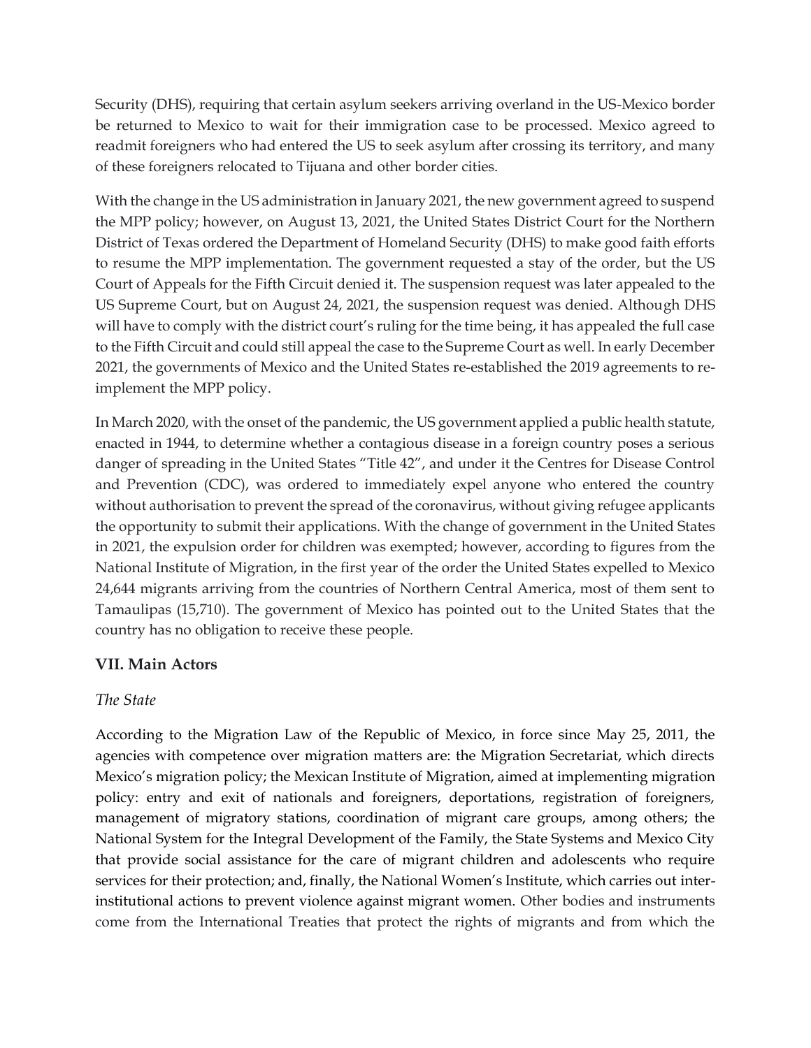Security (DHS), requiring that certain asylum seekers arriving overland in the US-Mexico border be returned to Mexico to wait for their immigration case to be processed. Mexico agreed to readmit foreigners who had entered the US to seek asylum after crossing its territory, and many of these foreigners relocated to Tijuana and other border cities.

With the change in the US administration in January 2021, the new government agreed to suspend the MPP policy; however, on August 13, 2021, the United States District Court for the Northern District of Texas ordered the Department of Homeland Security (DHS) to make good faith efforts to resume the MPP implementation. The government requested a stay of the order, but the US Court of Appeals for the Fifth Circuit denied it. The suspension request was later appealed to the US Supreme Court, but on August 24, 2021, the suspension request was denied. Although DHS will have to comply with the district court's ruling for the time being, it has appealed the full case to the Fifth Circuit and could still appeal the case to the Supreme Court as well. In early December 2021, the governments of Mexico and the United States re-established the 2019 agreements to re-implement the MPP policy.

In March 2020, with the onset of the pandemic, the US government applied a public health statute, enacted in 1944, to determine whether a contagious disease in a foreign country poses a serious danger of spreading in the United States "Title 42", and under it the Centres for Disease Control and Prevention (CDC), was ordered to immediately expel anyone who entered the country without authorisation to prevent the spread of the coronavirus, without giving refugee applicants the opportunity to submit their applications. With the change of government in the United States in 2021, the expulsion order for children was exempted; however, according to figures from the National Institute of Migration, in the first year of the order the United States expelled to Mexico 24,644 migrants arriving from the countries of Northern Central America, most of them sent to Tamaulipas (15,710). The government of Mexico has pointed out to the United States that the country has no obligation to receive these people.

## VII. Main Actors

*The State*

According to the Migration Law of the Republic of Mexico, in force since May 25, 2011, the agencies with competence over migration matters are: the Migration Secretariat, which directs Mexico's migration policy; the Mexican Institute of Migration, aimed at implementing migration policy: entry and exit of nationals and foreigners, deportations, registration of foreigners, management of migratory stations, coordination of migrant care groups, among others; the National System for the Integral Development of the Family, the State Systems and Mexico City that provide social assistance for the care of migrant children and adolescents who require services for their protection; and, finally, the National Women's Institute, which carries out inter-institutional actions to prevent violence against migrant women. Other bodies and instruments come from the International Treaties that protect the rights of migrants and from which the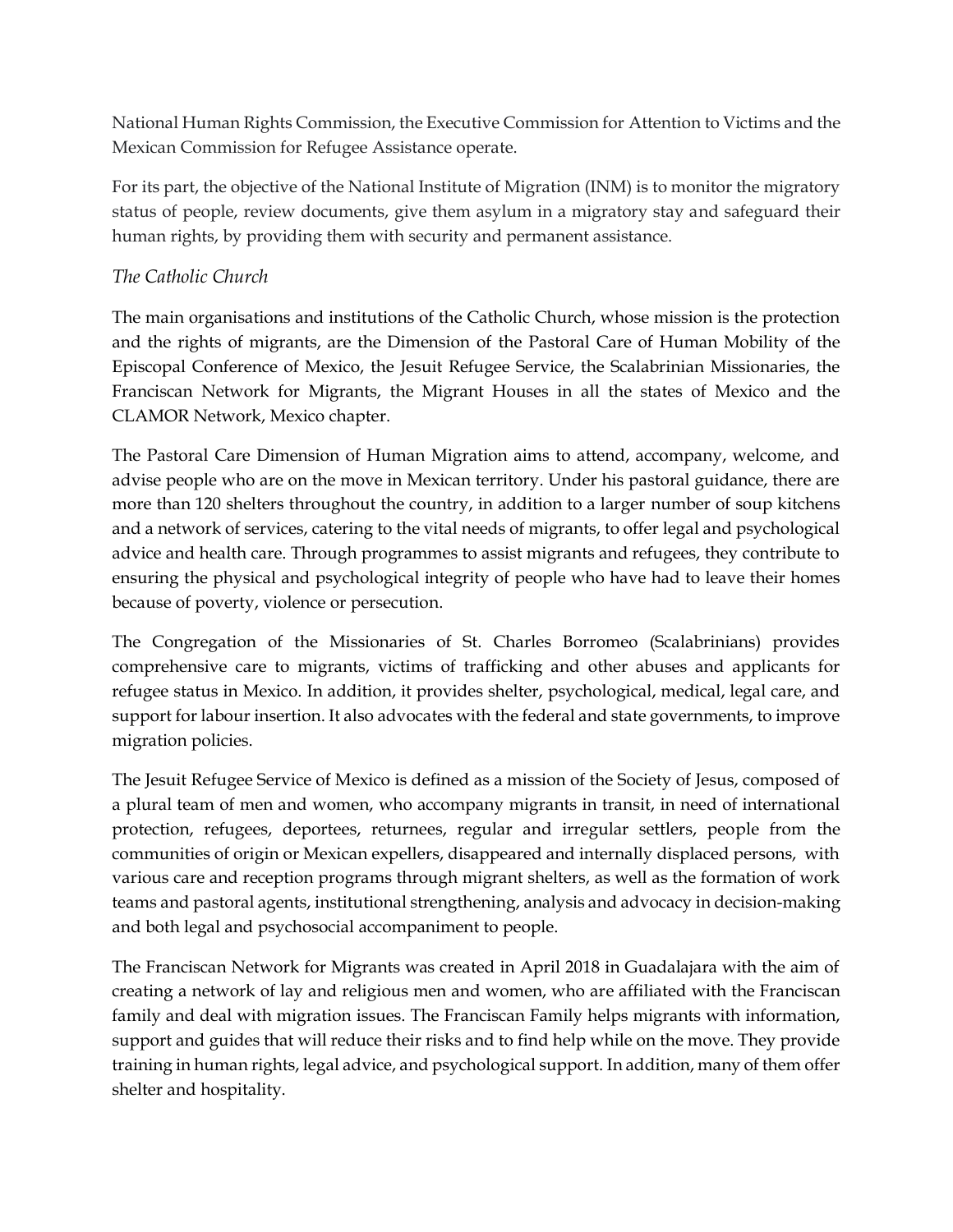National Human Rights Commission, the Executive Commission for Attention to Victims and the Mexican Commission for Refugee Assistance operate.

For its part, the objective of the National Institute of Migration (INM) is to monitor the migratory status of people, review documents, give them asylum in a migratory stay and safeguard their human rights, by providing them with security and permanent assistance.

*The Catholic Church*

The main organisations and institutions of the Catholic Church, whose mission is the protection and the rights of migrants, are the Dimension of the Pastoral Care of Human Mobility of the Episcopal Conference of Mexico, the Jesuit Refugee Service, the Scalabrinian Missionaries, the Franciscan Network for Migrants, the Migrant Houses in all the states of Mexico and the CLAMOR Network, Mexico chapter.

The Pastoral Care Dimension of Human Migration aims to attend, accompany, welcome, and advise people who are on the move in Mexican territory. Under his pastoral guidance, there are more than 120 shelters throughout the country, in addition to a larger number of soup kitchens and a network of services, catering to the vital needs of migrants, to offer legal and psychological advice and health care. Through programmes to assist migrants and refugees, they contribute to ensuring the physical and psychological integrity of people who have had to leave their homes because of poverty, violence or persecution.

The Congregation of the Missionaries of St. Charles Borromeo (Scalabrinians) provides comprehensive care to migrants, victims of trafficking and other abuses and applicants for refugee status in Mexico. In addition, it provides shelter, psychological, medical, legal care, and support for labour insertion. It also advocates with the federal and state governments, to improve migration policies.

The Jesuit Refugee Service of Mexico is defined as a mission of the Society of Jesus, composed of a plural team of men and women, who accompany migrants in transit, in need of international protection, refugees, deportees, returnees, regular and irregular settlers, people from the communities of origin or Mexican expellers, disappeared and internally displaced persons, with various care and reception programs through migrant shelters, as well as the formation of work teams and pastoral agents, institutional strengthening, analysis and advocacy in decision-making and both legal and psychosocial accompaniment to people.

The Franciscan Network for Migrants was created in April 2018 in Guadalajara with the aim of creating a network of lay and religious men and women, who are affiliated with the Franciscan family and deal with migration issues. The Franciscan Family helps migrants with information, support and guides that will reduce their risks and to find help while on the move. They provide training in human rights, legal advice, and psychological support. In addition, many of them offer shelter and hospitality.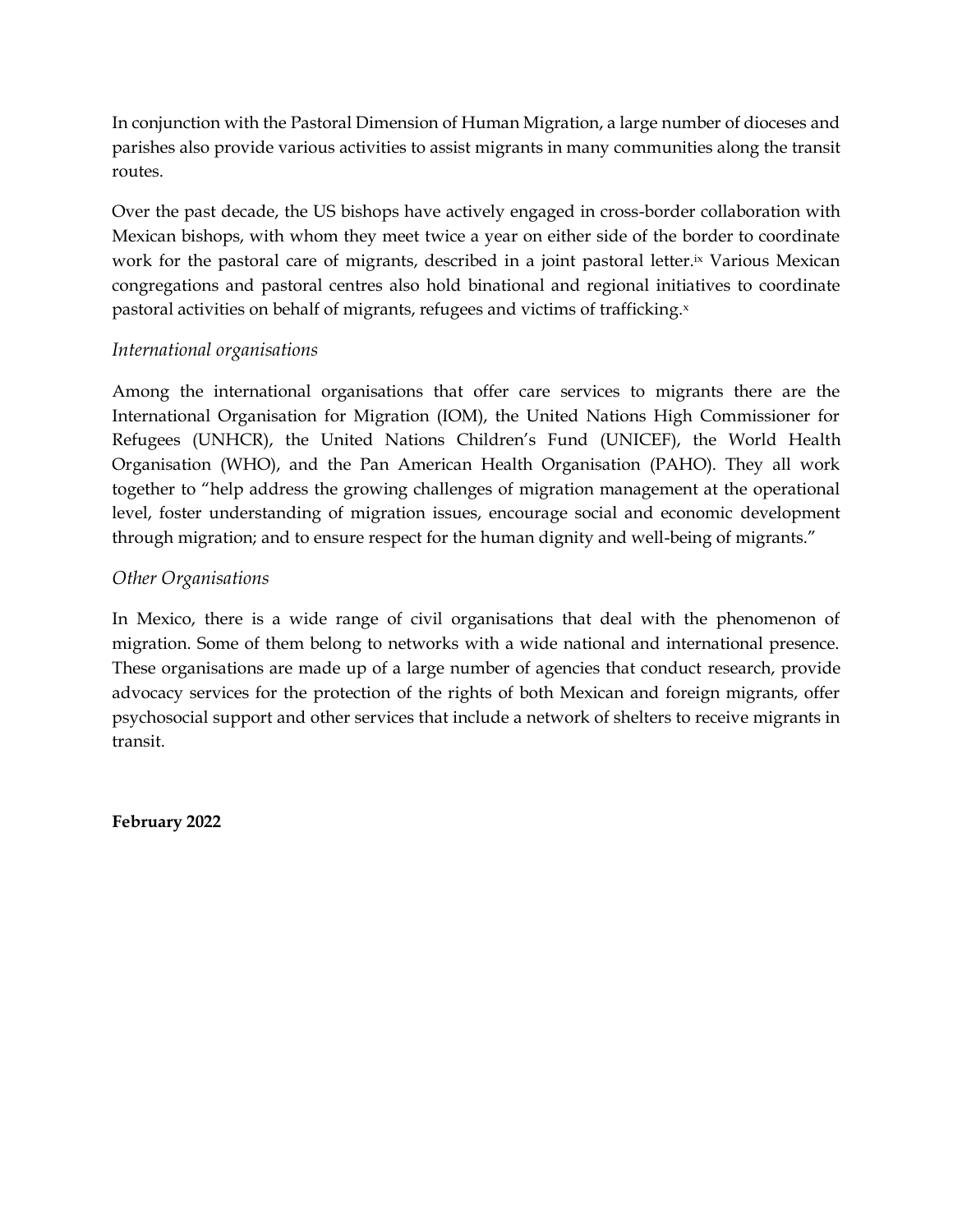In conjunction with the Pastoral Dimension of Human Migration, a large number of dioceses and parishes also provide various activities to assist migrants in many communities along the transit routes.

Over the past decade, the US bishops have actively engaged in cross-border collaboration with Mexican bishops, with whom they meet twice a year on either side of the border to coordinate work for the pastoral care of migrants, described in a joint pastoral letter.[ix] Various Mexican congregations and pastoral centres also hold binational and regional initiatives to coordinate pastoral activities on behalf of migrants, refugees and victims of trafficking.[x]

### *International organisations*

Among the international organisations that offer care services to migrants there are the International Organisation for Migration (IOM), the United Nations High Commissioner for Refugees (UNHCR), the United Nations Children's Fund (UNICEF), the World Health Organisation (WHO), and the Pan American Health Organisation (PAHO). They all work together to "help address the growing challenges of migration management at the operational level, foster understanding of migration issues, encourage social and economic development through migration; and to ensure respect for the human dignity and well-being of migrants."

### *Other Organisations*

In Mexico, there is a wide range of civil organisations that deal with the phenomenon of migration. Some of them belong to networks with a wide national and international presence. These organisations are made up of a large number of agencies that conduct research, provide advocacy services for the protection of the rights of both Mexican and foreign migrants, offer psychosocial support and other services that include a network of shelters to receive migrants in transit.

**February 2022**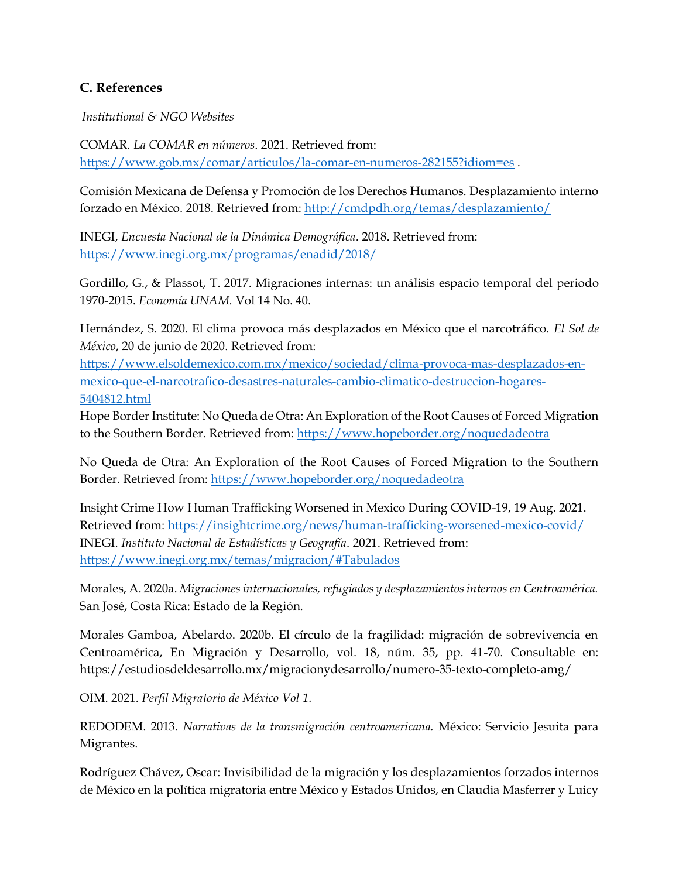### C. References

*Institutional & NGO Websites*

COMAR. *La COMAR en números*. 2021. Retrieved from: https://www.gob.mx/comar/articulos/la-comar-en-numeros-282155?idiom=es .

Comisión Mexicana de Defensa y Promoción de los Derechos Humanos. Desplazamiento interno forzado en México. 2018. Retrieved from: http://cmdpdh.org/temas/desplazamiento/

INEGI, *Encuesta Nacional de la Dinámica Demográfica*. 2018. Retrieved from: https://www.inegi.org.mx/programas/enadid/2018/

Gordillo, G., & Plassot, T. 2017. Migraciones internas: un análisis espacio temporal del periodo 1970-2015. *Economía UNAM.* Vol 14 No. 40.

Hernández, S. 2020. El clima provoca más desplazados en México que el narcotráfico. *El Sol de México*, 20 de junio de 2020. Retrieved from: https://www.elsoldemexico.com.mx/mexico/sociedad/clima-provoca-mas-desplazados-en-mexico-que-el-narcotrafico-desastres-naturales-cambio-climatico-destruccion-hogares-5404812.html

Hope Border Institute: No Queda de Otra: An Exploration of the Root Causes of Forced Migration to the Southern Border. Retrieved from: https://www.hopeborder.org/noquedadeotra

No Queda de Otra: An Exploration of the Root Causes of Forced Migration to the Southern Border. Retrieved from: https://www.hopeborder.org/noquedadeotra

Insight Crime How Human Trafficking Worsened in Mexico During COVID-19, 19 Aug. 2021. Retrieved from: https://insightcrime.org/news/human-trafficking-worsened-mexico-covid/

INEGI. *Instituto Nacional de Estadísticas y Geografía*. 2021. Retrieved from: https://www.inegi.org.mx/temas/migracion/#Tabulados

Morales, A. 2020a. *Migraciones internacionales, refugiados y desplazamientos internos en Centroamérica.* San José, Costa Rica: Estado de la Región.

Morales Gamboa, Abelardo. 2020b. El círculo de la fragilidad: migración de sobrevivencia en Centroamérica, En Migración y Desarrollo, vol. 18, núm. 35, pp. 41-70. Consultable en: https://estudiosdeldesarrollo.mx/migracionydesarrollo/numero-35-texto-completo-amg/

OIM. 2021. *Perfil Migratorio de México Vol 1.*

REDODEM. 2013. *Narrativas de la transmigración centroamericana.* México: Servicio Jesuita para Migrantes.

Rodríguez Chávez, Oscar: Invisibilidad de la migración y los desplazamientos forzados internos de México en la política migratoria entre México y Estados Unidos, en Claudia Masferrer y Luicy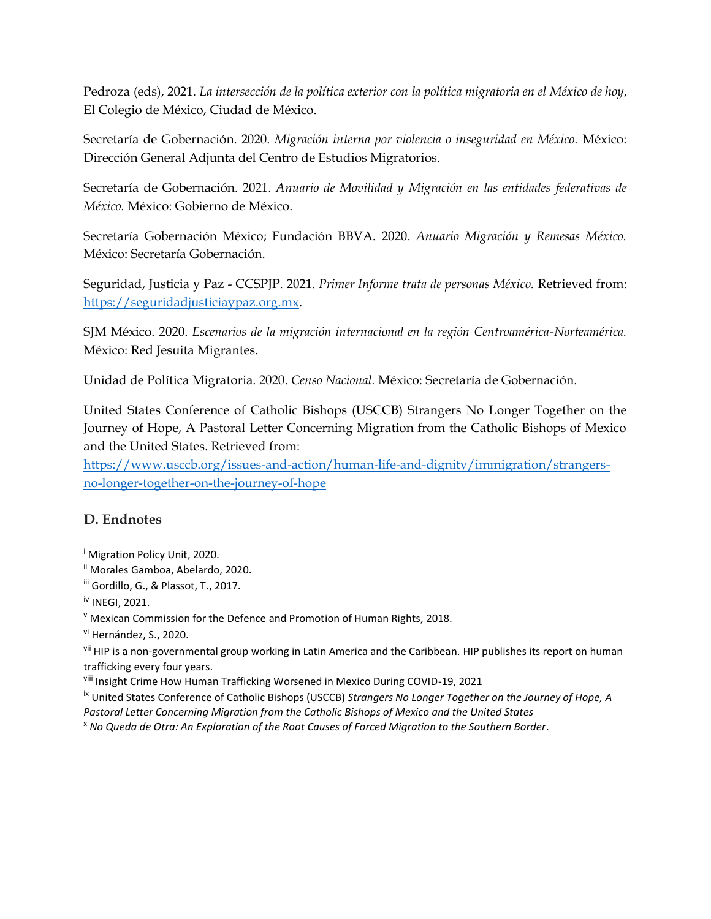Pedroza (eds), 2021. *La intersección de la política exterior con la política migratoria en el México de hoy*, El Colegio de México, Ciudad de México.

Secretaría de Gobernación. 2020. *Migración interna por violencia o inseguridad en México.* México: Dirección General Adjunta del Centro de Estudios Migratorios.

Secretaría de Gobernación. 2021. *Anuario de Movilidad y Migración en las entidades federativas de México.* México: Gobierno de México.

Secretaría Gobernación México; Fundación BBVA. 2020. *Anuario Migración y Remesas México.* México: Secretaría Gobernación.

Seguridad, Justicia y Paz - CCSPJP. 2021. *Primer Informe trata de personas México.* Retrieved from: https://seguridadjusticiaypaz.org.mx.

SJM México. 2020. *Escenarios de la migración internacional en la región Centroamérica-Norteamérica.* México: Red Jesuita Migrantes.

Unidad de Política Migratoria. 2020. *Censo Nacional.* México: Secretaría de Gobernación.

United States Conference of Catholic Bishops (USCCB) Strangers No Longer Together on the Journey of Hope, A Pastoral Letter Concerning Migration from the Catholic Bishops of Mexico and the United States. Retrieved from: https://www.usccb.org/issues-and-action/human-life-and-dignity/immigration/strangers-no-longer-together-on-the-journey-of-hope

## D. Endnotes

[i] Migration Policy Unit, 2020.

[ii] Morales Gamboa, Abelardo, 2020.

[iii] Gordillo, G., & Plassot, T., 2017.

[iv] INEGI, 2021.

[v] Mexican Commission for the Defence and Promotion of Human Rights, 2018.

[vi] Hernández, S., 2020.

[vii] HIP is a non-governmental group working in Latin America and the Caribbean. HIP publishes its report on human trafficking every four years.

[viii] Insight Crime How Human Trafficking Worsened in Mexico During COVID-19, 2021

[ix] United States Conference of Catholic Bishops (USCCB) *Strangers No Longer Together on the Journey of Hope, A Pastoral Letter Concerning Migration from the Catholic Bishops of Mexico and the United States*

[x] *No Queda de Otra: An Exploration of the Root Causes of Forced Migration to the Southern Border*.